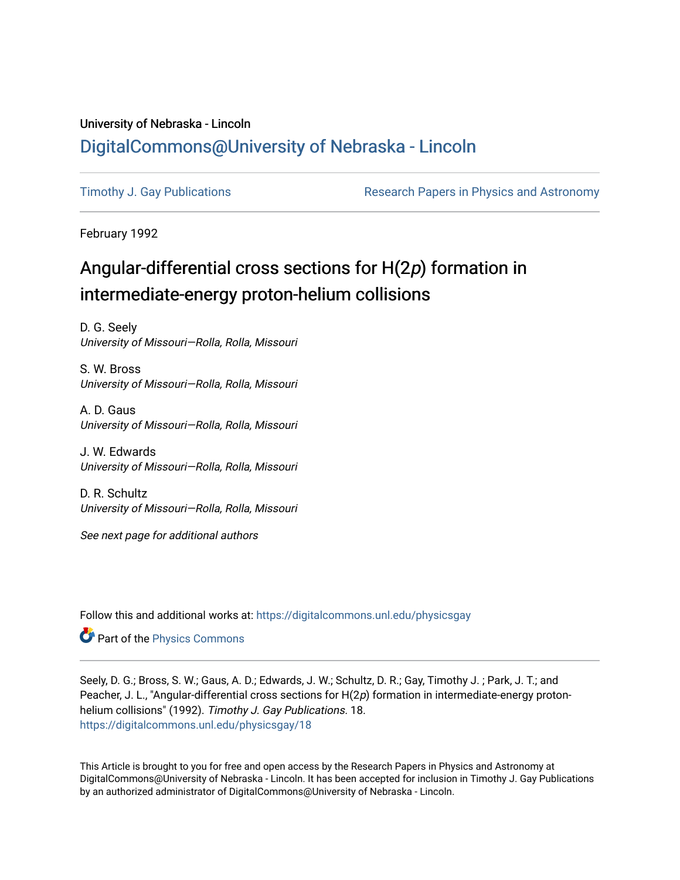University of Nebraska - Lincoln

## DigitalCommons@University of Nebraska - Lincoln

Timothy J. Gay Publications

Research Papers in Physics and Astronomy

February 1992

# Angular-differential cross sections for H(2*p*) formation in intermediate-energy proton-helium collisions

D. G. Seely
*University of Missouri—Rolla, Rolla, Missouri*

S. W. Bross
*University of Missouri—Rolla, Rolla, Missouri*

A. D. Gaus
*University of Missouri—Rolla, Rolla, Missouri*

J. W. Edwards
*University of Missouri—Rolla, Rolla, Missouri*

D. R. Schultz
*University of Missouri—Rolla, Rolla, Missouri*

*See next page for additional authors*

Follow this and additional works at: https://digitalcommons.unl.edu/physicsgay

Part of the Physics Commons

Seely, D. G.; Bross, S. W.; Gaus, A. D.; Edwards, J. W.; Schultz, D. R.; Gay, Timothy J. ; Park, J. T.; and Peacher, J. L., "Angular-differential cross sections for H(2*p*) formation in intermediate-energy proton-helium collisions" (1992). *Timothy J. Gay Publications*. 18.
https://digitalcommons.unl.edu/physicsgay/18

This Article is brought to you for free and open access by the Research Papers in Physics and Astronomy at DigitalCommons@University of Nebraska - Lincoln. It has been accepted for inclusion in Timothy J. Gay Publications by an authorized administrator of DigitalCommons@University of Nebraska - Lincoln.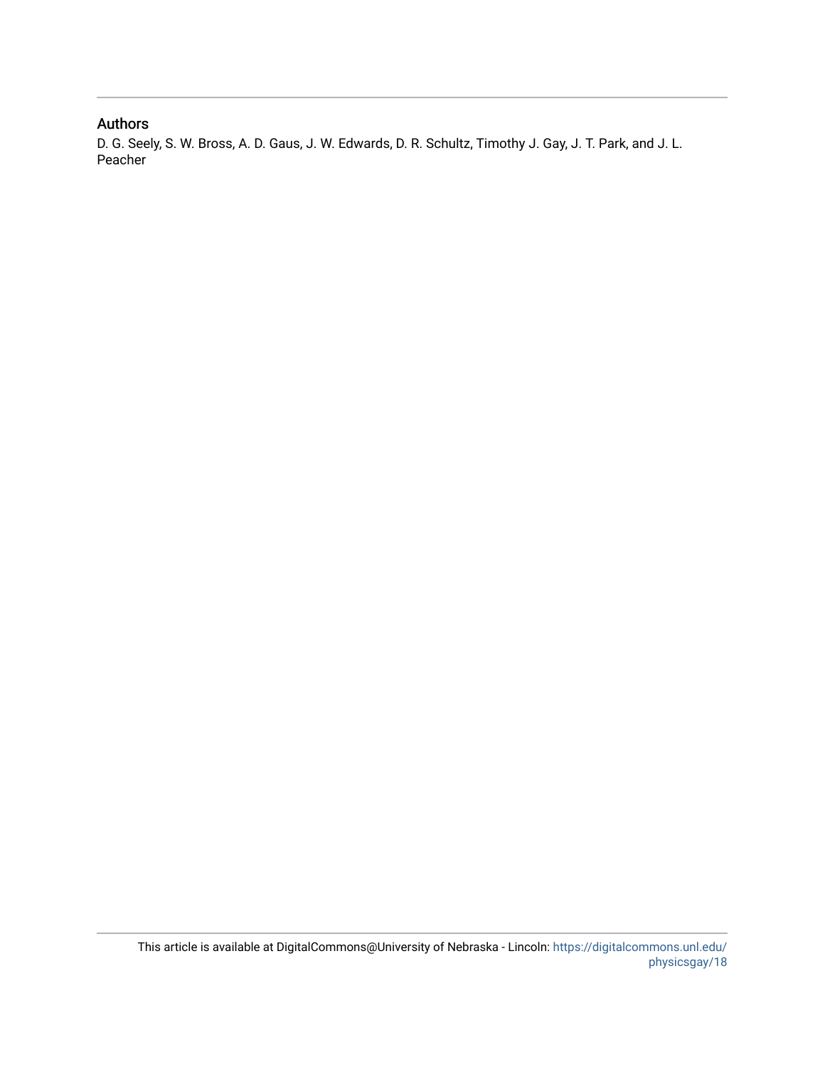## Authors

D. G. Seely, S. W. Bross, A. D. Gaus, J. W. Edwards, D. R. Schultz, Timothy J. Gay, J. T. Park, and J. L. Peacher

This article is available at DigitalCommons@University of Nebraska - Lincoln: https://digitalcommons.unl.edu/physicsgay/18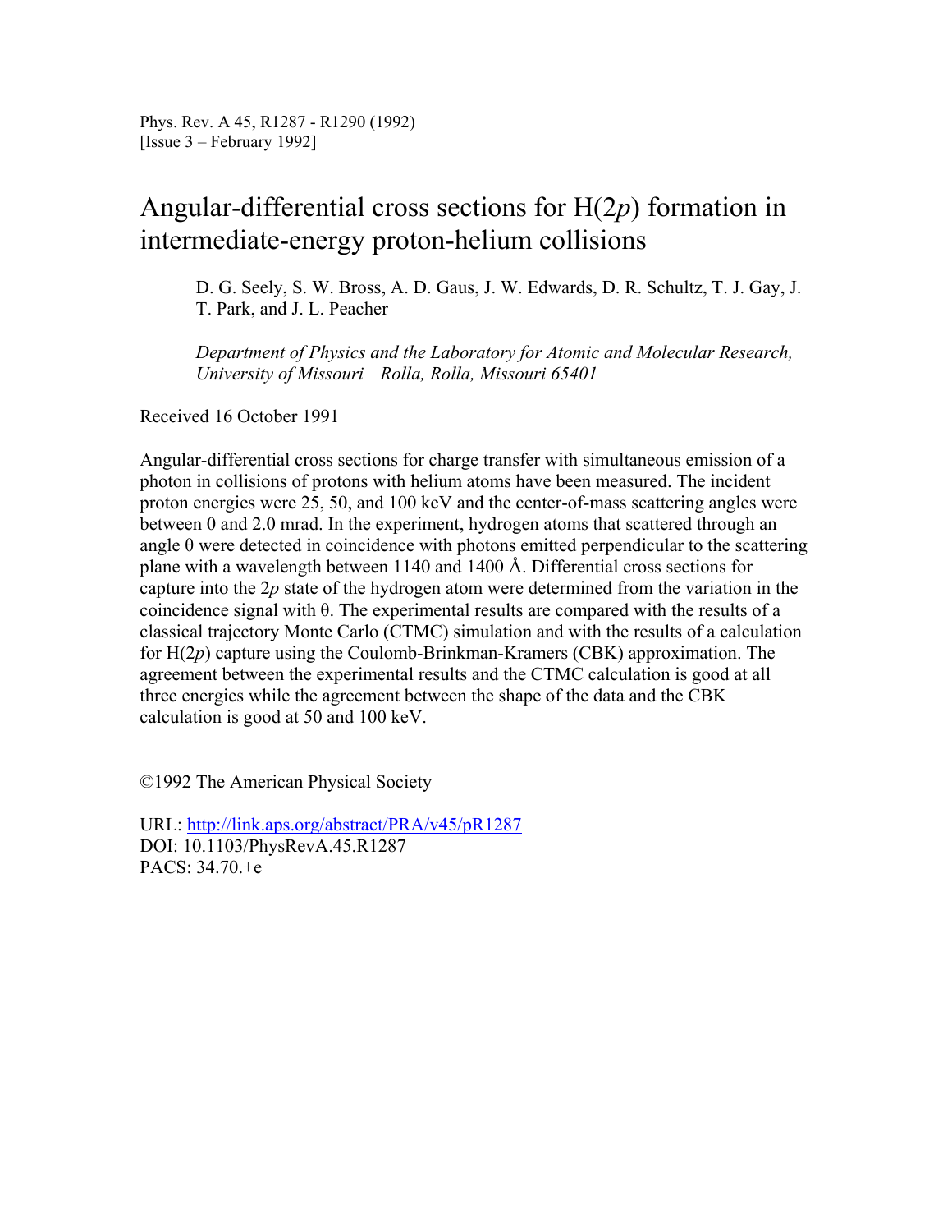Phys. Rev. A 45, R1287 - R1290 (1992)
[Issue 3 – February 1992]

# Angular-differential cross sections for H(2*p*) formation in intermediate-energy proton-helium collisions

D. G. Seely, S. W. Bross, A. D. Gaus, J. W. Edwards, D. R. Schultz, T. J. Gay, J. T. Park, and J. L. Peacher

*Department of Physics and the Laboratory for Atomic and Molecular Research, University of Missouri—Rolla, Rolla, Missouri 65401*

Received 16 October 1991

Angular-differential cross sections for charge transfer with simultaneous emission of a photon in collisions of protons with helium atoms have been measured. The incident proton energies were 25, 50, and 100 keV and the center-of-mass scattering angles were between 0 and 2.0 mrad. In the experiment, hydrogen atoms that scattered through an angle θ were detected in coincidence with photons emitted perpendicular to the scattering plane with a wavelength between 1140 and 1400 Å. Differential cross sections for capture into the 2*p* state of the hydrogen atom were determined from the variation in the coincidence signal with θ. The experimental results are compared with the results of a classical trajectory Monte Carlo (CTMC) simulation and with the results of a calculation for H(2*p*) capture using the Coulomb-Brinkman-Kramers (CBK) approximation. The agreement between the experimental results and the CTMC calculation is good at all three energies while the agreement between the shape of the data and the CBK calculation is good at 50 and 100 keV.

©1992 The American Physical Society

URL: http://link.aps.org/abstract/PRA/v45/pR1287
DOI: 10.1103/PhysRevA.45.R1287
PACS: 34.70.+e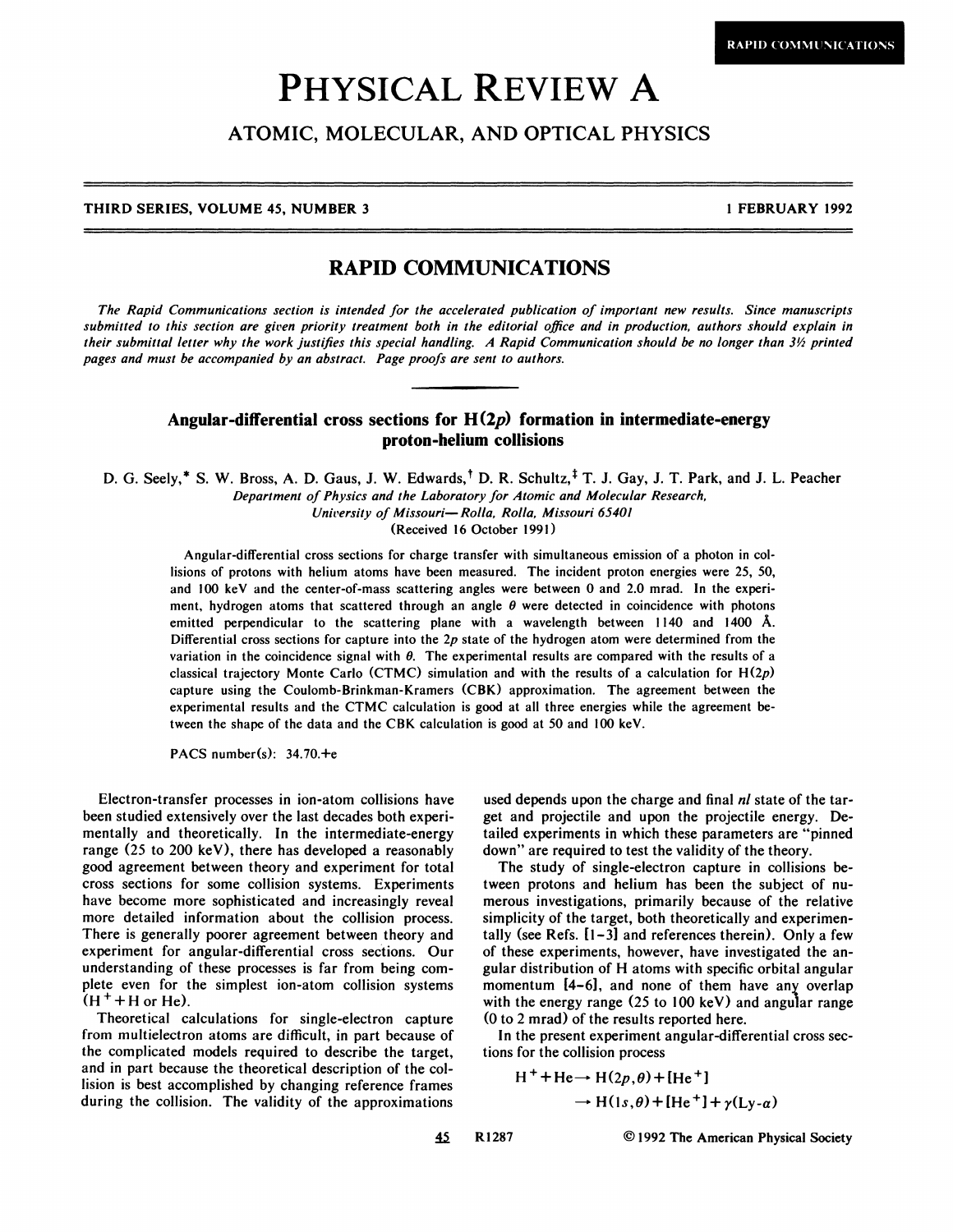**RAPID COMMUNICATIONS**

# PHYSICAL REVIEW A

## ATOMIC, MOLECULAR, AND OPTICAL PHYSICS

THIRD SERIES, VOLUME 45, NUMBER 3 — 1 FEBRUARY 1992

## RAPID COMMUNICATIONS

*The Rapid Communications section is intended for the accelerated publication of important new results. Since manuscripts submitted to this section are given priority treatment both in the editorial office and in production, authors should explain in their submittal letter why the work justifies this special handling. A Rapid Communication should be no longer than 3½ printed pages and must be accompanied by an abstract. Page proofs are sent to authors.*

### Angular-differential cross sections for H(2*p*) formation in intermediate-energy proton-helium collisions

D. G. Seely,* S. W. Bross, A. D. Gaus, J. W. Edwards,† D. R. Schultz,‡ T. J. Gay, J. T. Park, and J. L. Peacher

*Department of Physics and the Laboratory for Atomic and Molecular Research, University of Missouri—Rolla, Rolla, Missouri 65401*

(Received 16 October 1991)

Angular-differential cross sections for charge transfer with simultaneous emission of a photon in collisions of protons with helium atoms have been measured. The incident proton energies were 25, 50, and 100 keV and the center-of-mass scattering angles were between 0 and 2.0 mrad. In the experiment, hydrogen atoms that scattered through an angle $\theta$ were detected in coincidence with photons emitted perpendicular to the scattering plane with a wavelength between 1140 and 1400 Å. Differential cross sections for capture into the 2*p* state of the hydrogen atom were determined from the variation in the coincidence signal with $\theta$. The experimental results are compared with the results of a classical trajectory Monte Carlo (CTMC) simulation and with the results of a calculation for H(2*p*) capture using the Coulomb-Brinkman-Kramers (CBK) approximation. The agreement between the experimental results and the CTMC calculation is good at all three energies while the agreement between the shape of the data and the CBK calculation is good at 50 and 100 keV.

PACS number(s): 34.70.+e

Electron-transfer processes in ion-atom collisions have been studied extensively over the last decades both experimentally and theoretically. In the intermediate-energy range (25 to 200 keV), there has developed a reasonably good agreement between theory and experiment for total cross sections for some collision systems. Experiments have become more sophisticated and increasingly reveal more detailed information about the collision process. There is generally poorer agreement between theory and experiment for angular-differential cross sections. Our understanding of these processes is far from being complete even for the simplest ion-atom collision systems ($H^+ + H$ or He).

Theoretical calculations for single-electron capture from multielectron atoms are difficult, in part because of the complicated models required to describe the target, and in part because the theoretical description of the collision is best accomplished by changing reference frames during the collision. The validity of the approximations used depends upon the charge and final *nl* state of the target and projectile and upon the projectile energy. Detailed experiments in which these parameters are "pinned down" are required to test the validity of the theory.

The study of single-electron capture in collisions between protons and helium has been the subject of numerous investigations, primarily because of the relative simplicity of the target, both theoretically and experimentally (see Refs. [1–3] and references therein). Only a few of these experiments, however, have investigated the angular distribution of H atoms with specific orbital angular momentum [4–6], and none of them have any overlap with the energy range (25 to 100 keV) and angular range (0 to 2 mrad) of the results reported here.

In the present experiment angular-differential cross sections for the collision process

$$H^+ + He \rightarrow H(2p,\theta) + [He^+]$$
$$\rightarrow H(1s,\theta) + [He^+] + \gamma(\text{Ly-}\alpha)$$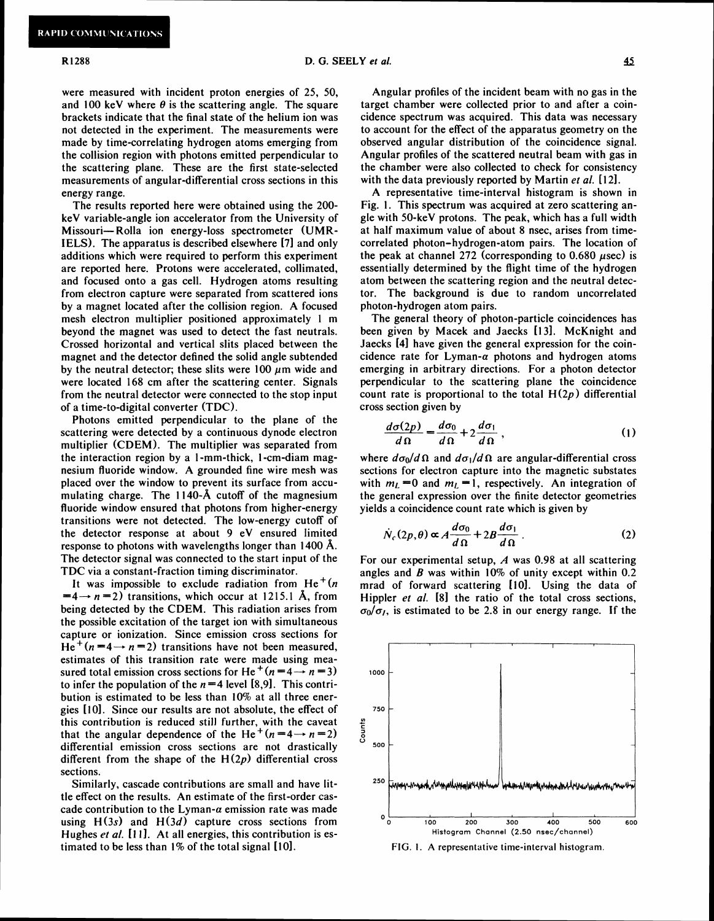were measured with incident proton energies of 25, 50, and 100 keV where $\theta$ is the scattering angle. The square brackets indicate that the final state of the helium ion was not detected in the experiment. The measurements were made by time-correlating hydrogen atoms emerging from the collision region with photons emitted perpendicular to the scattering plane. These are the first state-selected measurements of angular-differential cross sections in this energy range.

The results reported here were obtained using the 200-keV variable-angle ion accelerator from the University of Missouri—Rolla ion energy-loss spectrometer (UMR-IELS). The apparatus is described elsewhere [7] and only additions which were required to perform this experiment are reported here. Protons were accelerated, collimated, and focused onto a gas cell. Hydrogen atoms resulting from electron capture were separated from scattered ions by a magnet located after the collision region. A focused mesh electron multiplier positioned approximately 1 m beyond the magnet was used to detect the fast neutrals. Crossed horizontal and vertical slits placed between the magnet and the detector defined the solid angle subtended by the neutral detector; these slits were 100 $\mu$m wide and were located 168 cm after the scattering center. Signals from the neutral detector were connected to the stop input of a time-to-digital converter (TDC).

Photons emitted perpendicular to the plane of the scattering were detected by a continuous dynode electron multiplier (CDEM). The multiplier was separated from the interaction region by a 1-mm-thick, 1-cm-diam magnesium fluoride window. A grounded fine wire mesh was placed over the window to prevent its surface from accumulating charge. The 1140-Å cutoff of the magnesium fluoride window ensured that photons from higher-energy transitions were not detected. The low-energy cutoff of the detector response at about 9 eV ensured limited response to photons with wavelengths longer than 1400 Å. The detector signal was connected to the start input of the TDC via a constant-fraction timing discriminator.

It was impossible to exclude radiation from $He^+(n=4\rightarrow n=2)$ transitions, which occur at 1215.1 Å, from being detected by the CDEM. This radiation arises from the possible excitation of the target ion with simultaneous capture or ionization. Since emission cross sections for $He^+(n=4\rightarrow n=2)$ transitions have not been measured, estimates of this transition rate were made using measured total emission cross sections for $He^+(n=4\rightarrow n=3)$ to infer the population of the $n=4$ level [8,9]. This contribution is estimated to be less than 10% at all three energies [10]. Since our results are not absolute, the effect of this contribution is reduced still further, with the caveat that the angular dependence of the $He^+(n=4\rightarrow n=2)$ differential emission cross sections are not drastically different from the shape of the $H(2p)$ differential cross sections.

Similarly, cascade contributions are small and have little effect on the results. An estimate of the first-order cascade contribution to the Lyman-$\alpha$ emission rate was made using $H(3s)$ and $H(3d)$ capture cross sections from Hughes *et al.* [11]. At all energies, this contribution is estimated to be less than 1% of the total signal [10].

Angular profiles of the incident beam with no gas in the target chamber were collected prior to and after a coincidence spectrum was acquired. This data was necessary to account for the effect of the apparatus geometry on the observed angular distribution of the coincidence signal. Angular profiles of the scattered neutral beam with gas in the chamber were also collected to check for consistency with the data previously reported by Martin *et al.* [12].

A representative time-interval histogram is shown in Fig. 1. This spectrum was acquired at zero scattering angle with 50-keV protons. The peak, which has a full width at half maximum value of about 8 nsec, arises from time-correlated photon–hydrogen-atom pairs. The location of the peak at channel 272 (corresponding to 0.680 $\mu$sec) is essentially determined by the flight time of the hydrogen atom between the scattering region and the neutral detector. The background is due to random uncorrelated photon-hydrogen atom pairs.

The general theory of photon-particle coincidences has been given by Macek and Jaecks [13]. McKnight and Jaecks [4] have given the general expression for the coincidence rate for Lyman-$\alpha$ photons and hydrogen atoms emerging in arbitrary directions. For a photon detector perpendicular to the scattering plane the coincidence count rate is proportional to the total $H(2p)$ differential cross section given by

$$\frac{d\sigma(2p)}{d\Omega}=\frac{d\sigma_0}{d\Omega}+2\frac{d\sigma_1}{d\Omega}\,, \tag{1}$$

where $d\sigma_0/d\Omega$ and $d\sigma_1/d\Omega$ are angular-differential cross sections for electron capture into the magnetic substates with $m_L=0$ and $m_L=1$, respectively. An integration of the general expression over the finite detector geometries yields a coincidence count rate which is given by

$$\dot{N}_c(2p,\theta)\propto A\frac{d\sigma_0}{d\Omega}+2B\frac{d\sigma_1}{d\Omega}\,. \tag{2}$$

For our experimental setup, $A$ was 0.98 at all scattering angles and $B$ was within 10% of unity except within 0.2 mrad of forward scattering [10]. Using the data of Hippler *et al.* [8] the ratio of the total cross sections, $\sigma_0/\sigma_1$, is estimated to be 2.8 in our energy range. If the

FIG. 1. A representative time-interval histogram.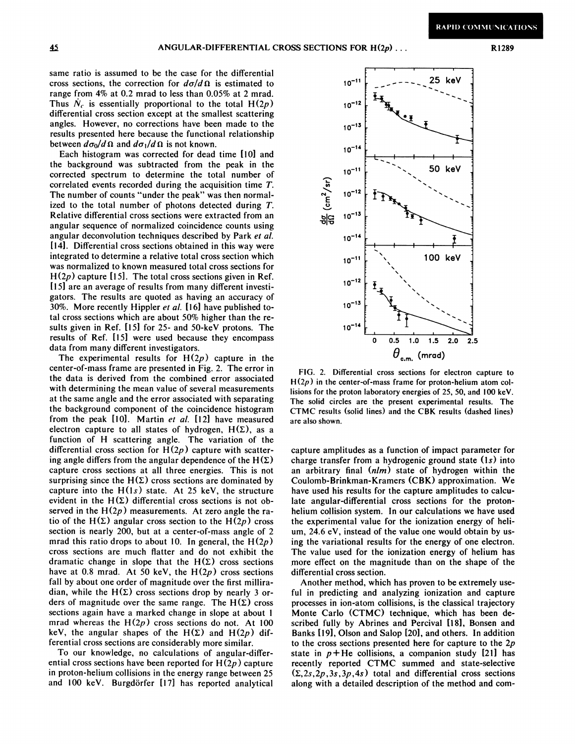same ratio is assumed to be the case for the differential cross sections, the correction for $d\sigma/d\Omega$ is estimated to range from 4% at 0.2 mrad to less than 0.05% at 2 mrad. Thus $\dot{N}_c$ is essentially proportional to the total H(2$p$) differential cross section except at the smallest scattering angles. However, no corrections have been made to the results presented here because the functional relationship between $d\sigma_0/d\Omega$ and $d\sigma_1/d\Omega$ is not known.

Each histogram was corrected for dead time [10] and the background was subtracted from the peak in the corrected spectrum to determine the total number of correlated events recorded during the acquisition time $T$. The number of counts "under the peak" was then normalized to the total number of photons detected during $T$. Relative differential cross sections were extracted from an angular sequence of normalized coincidence counts using angular deconvolution techniques described by Park *et al.* [14]. Differential cross sections obtained in this way were integrated to determine a relative total cross section which was normalized to known measured total cross sections for H(2$p$) capture [15]. The total cross sections given in Ref. [15] are an average of results from many different investigators. The results are quoted as having an accuracy of 30%. More recently Hippler *et al.* [16] have published total cross sections which are about 50% higher than the results given in Ref. [15] for 25- and 50-keV protons. The results of Ref. [15] were used because they encompass data from many different investigators.

The experimental results for H(2$p$) capture in the center-of-mass frame are presented in Fig. 2. The error in the data is derived from the combined error associated with determining the mean value of several measurements at the same angle and the error associated with separating the background component of the coincidence histogram from the peak [10]. Martin *et al.* [12] have measured electron capture to all states of hydrogen, H($\Sigma$), as a function of H scattering angle. The variation of the differential cross section for H(2$p$) capture with scattering angle differs from the angular dependence of the H($\Sigma$) capture cross sections at all three energies. This is not surprising since the H($\Sigma$) cross sections are dominated by capture into the H(1$s$) state. At 25 keV, the structure evident in the H($\Sigma$) differential cross sections is not observed in the H(2$p$) measurements. At zero angle the ratio of the H($\Sigma$) angular cross section to the H(2$p$) cross section is nearly 200, but at a center-of-mass angle of 2 mrad this ratio drops to about 10. In general, the H(2$p$) cross sections are much flatter and do not exhibit the dramatic change in slope that the H($\Sigma$) cross sections have at 0.8 mrad. At 50 keV, the H(2$p$) cross sections fall by about one order of magnitude over the first milliradian, while the H($\Sigma$) cross sections drop by nearly 3 orders of magnitude over the same range. The H($\Sigma$) cross sections again have a marked change in slope at about 1 mrad whereas the H(2$p$) cross sections do not. At 100 keV, the angular shapes of the H($\Sigma$) and H(2$p$) differential cross sections are considerably more similar.

To our knowledge, no calculations of angular-differential cross sections have been reported for H(2$p$) capture in proton-helium collisions in the energy range between 25 and 100 keV. Burgdörfer [17] has reported analytical capture amplitudes as a function of impact parameter for charge transfer from a hydrogenic ground state (1$s$) into an arbitrary final ($nlm$) state of hydrogen within the Coulomb-Brinkman-Kramers (CBK) approximation. We have used his results for the capture amplitudes to calculate angular-differential cross sections for the proton-helium collision system. In our calculations we have used the experimental value for the ionization energy of helium, 24.6 eV, instead of the value one would obtain by using the variational results for the energy of one electron. The value used for the ionization energy of helium has more effect on the magnitude than on the shape of the differential cross section.

Another method, which has proven to be extremely useful in predicting and analyzing ionization and capture processes in ion-atom collisions, is the classical trajectory Monte Carlo (CTMC) technique, which has been described fully by Abrines and Percival [18], Bonsen and Banks [19], Olson and Salop [20], and others. In addition to the cross sections presented here for capture to the 2$p$ state in $p$+He collisions, a companion study [21] has recently reported CTMC summed and state-selective ($\Sigma$,2$s$,2$p$,3$s$,3$p$,4$s$) total and differential cross sections along with a detailed description of the method and com-

FIG. 2. Differential cross sections for electron capture to H(2$p$) in the center-of-mass frame for proton-helium atom collisions for the proton laboratory energies of 25, 50, and 100 keV. The solid circles are the present experimental results. The CTMC results (solid lines) and the CBK results (dashed lines) are also shown.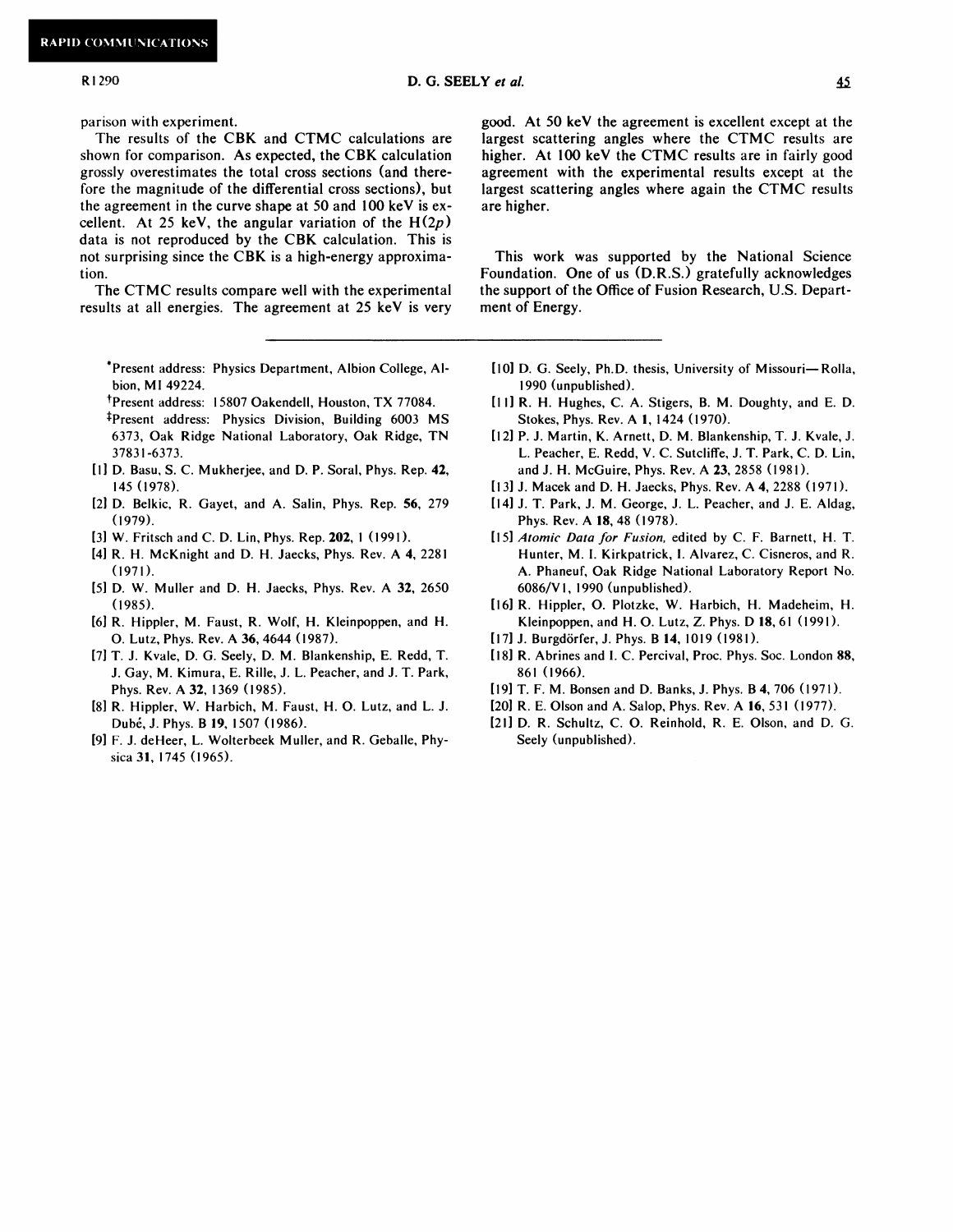parison with experiment.

The results of the CBK and CTMC calculations are shown for comparison. As expected, the CBK calculation grossly overestimates the total cross sections (and therefore the magnitude of the differential cross sections), but the agreement in the curve shape at 50 and 100 keV is excellent. At 25 keV, the angular variation of the $H(2p)$ data is not reproduced by the CBK calculation. This is not surprising since the CBK is a high-energy approximation.

The CTMC results compare well with the experimental results at all energies. The agreement at 25 keV is very good. At 50 keV the agreement is excellent except at the largest scattering angles where the CTMC results are higher. At 100 keV the CTMC results are in fairly good agreement with the experimental results except at the largest scattering angles where again the CTMC results are higher.

This work was supported by the National Science Foundation. One of us (D.R.S.) gratefully acknowledges the support of the Office of Fusion Research, U.S. Department of Energy.

---

*Present address: Physics Department, Albion College, Albion, MI 49224.

†Present address: 15807 Oakendell, Houston, TX 77084.

‡Present address: Physics Division, Building 6003 MS 6373, Oak Ridge National Laboratory, Oak Ridge, TN 37831-6373.

[1] D. Basu, S. C. Mukherjee, and D. P. Soral, Phys. Rep. **42**, 145 (1978).

[2] D. Belkic, R. Gayet, and A. Salin, Phys. Rep. **56**, 279 (1979).

[3] W. Fritsch and C. D. Lin, Phys. Rep. **202**, 1 (1991).

[4] R. H. McKnight and D. H. Jaecks, Phys. Rev. A **4**, 2281 (1971).

[5] D. W. Muller and D. H. Jaecks, Phys. Rev. A **32**, 2650 (1985).

[6] R. Hippler, M. Faust, R. Wolf, H. Kleinpoppen, and H. O. Lutz, Phys. Rev. A **36**, 4644 (1987).

[7] T. J. Kvale, D. G. Seely, D. M. Blankenship, E. Redd, T. J. Gay, M. Kimura, E. Rille, J. L. Peacher, and J. T. Park, Phys. Rev. A **32**, 1369 (1985).

[8] R. Hippler, W. Harbich, M. Faust, H. O. Lutz, and L. J. Dubé, J. Phys. B **19**, 1507 (1986).

[9] F. J. deHeer, L. Wolterbeek Muller, and R. Geballe, Physica **31**, 1745 (1965).

[10] D. G. Seely, Ph.D. thesis, University of Missouri—Rolla, 1990 (unpublished).

[11] R. H. Hughes, C. A. Stigers, B. M. Doughty, and E. D. Stokes, Phys. Rev. A **1**, 1424 (1970).

[12] P. J. Martin, K. Arnett, D. M. Blankenship, T. J. Kvale, J. L. Peacher, E. Redd, V. C. Sutcliffe, J. T. Park, C. D. Lin, and J. H. McGuire, Phys. Rev. A **23**, 2858 (1981).

[13] J. Macek and D. H. Jaecks, Phys. Rev. A **4**, 2288 (1971).

[14] J. T. Park, J. M. George, J. L. Peacher, and J. E. Aldag, Phys. Rev. A **18**, 48 (1978).

[15] *Atomic Data for Fusion*, edited by C. F. Barnett, H. T. Hunter, M. I. Kirkpatrick, I. Alvarez, C. Cisneros, and R. A. Phaneuf, Oak Ridge National Laboratory Report No. 6086/V1, 1990 (unpublished).

[16] R. Hippler, O. Plotzke, W. Harbich, H. Madeheim, H. Kleinpoppen, and H. O. Lutz, Z. Phys. D **18**, 61 (1991).

[17] J. Burgdörfer, J. Phys. B **14**, 1019 (1981).

[18] R. Abrines and I. C. Percival, Proc. Phys. Soc. London **88**, 861 (1966).

[19] T. F. M. Bonsen and D. Banks, J. Phys. B **4**, 706 (1971).

[20] R. E. Olson and A. Salop, Phys. Rev. A **16**, 531 (1977).

[21] D. R. Schultz, C. O. Reinhold, R. E. Olson, and D. G. Seely (unpublished).